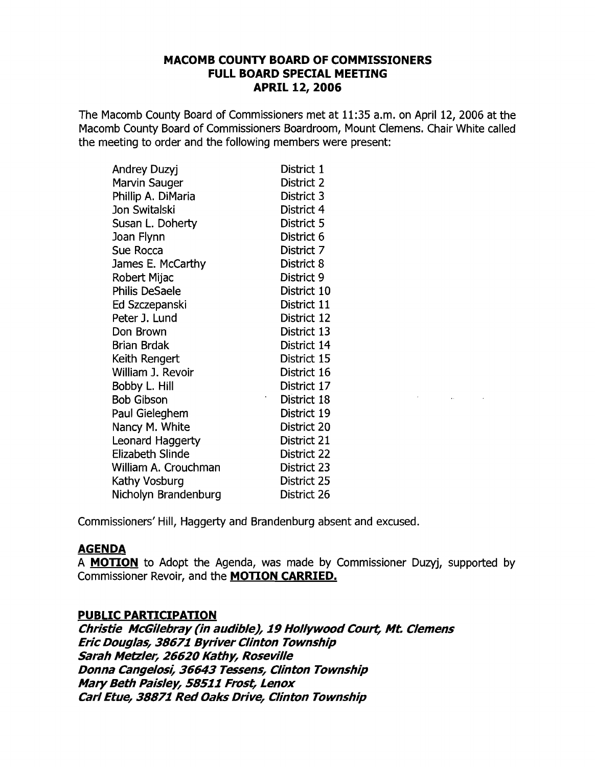# MACOMB COUNTY BOARD OF COMMISSIONERS
## FULL BOARD SPECIAL MEETING
## APRIL 12, 2006

The Macomb County Board of Commissioners met at 11:35 a.m. on April 12, 2006 at the Macomb County Board of Commissioners Boardroom, Mount Clemens. Chair White called the meeting to order and the following members were present:

| | |
|---|---|
| Andrey Duzyj | District 1 |
| Marvin Sauger | District 2 |
| Phillip A. DiMaria | District 3 |
| Jon Switalski | District 4 |
| Susan L. Doherty | District 5 |
| Joan Flynn | District 6 |
| Sue Rocca | District 7 |
| James E. McCarthy | District 8 |
| Robert Mijac | District 9 |
| Philis DeSaele | District 10 |
| Ed Szczepanski | District 11 |
| Peter J. Lund | District 12 |
| Don Brown | District 13 |
| Brian Brdak | District 14 |
| Keith Rengert | District 15 |
| William J. Revoir | District 16 |
| Bobby L. Hill | District 17 |
| Bob Gibson | District 18 |
| Paul Gieleghem | District 19 |
| Nancy M. White | District 20 |
| Leonard Haggerty | District 21 |
| Elizabeth Slinde | District 22 |
| William A. Crouchman | District 23 |
| Kathy Vosburg | District 25 |
| Nicholyn Brandenburg | District 26 |

Commissioners' Hill, Haggerty and Brandenburg absent and excused.

**AGENDA**

A **MOTION** to Adopt the Agenda, was made by Commissioner Duzyj, supported by Commissioner Revoir, and the **MOTION CARRIED.**

**PUBLIC PARTICIPATION**

***Christie McGilebray (in audible), 19 Hollywood Court, Mt. Clemens***
***Eric Douglas, 38671 Byriver Clinton Township***
***Sarah Metzler, 26620 Kathy, Roseville***
***Donna Cangelosi, 36643 Tessens, Clinton Township***
***Mary Beth Paisley, 58511 Frost, Lenox***
***Carl Etue, 38871 Red Oaks Drive, Clinton Township***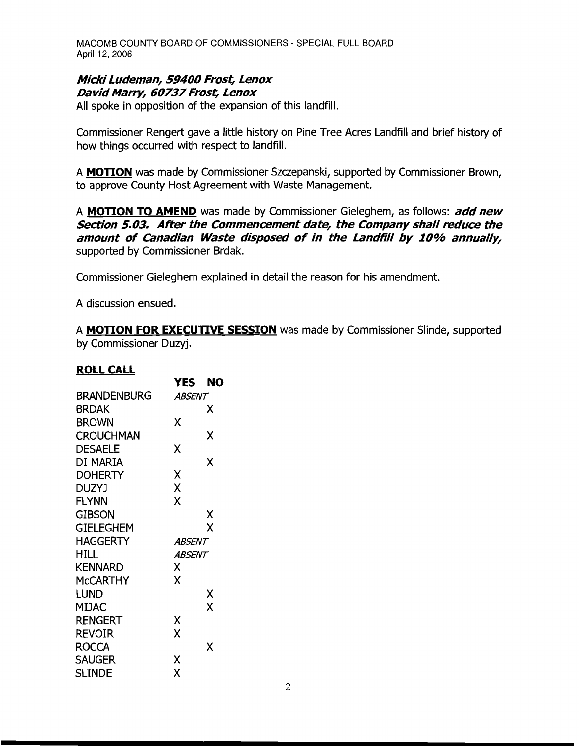***Micki Ludeman, 59400 Frost, Lenox***
***David Marry, 60737 Frost, Lenox***

All spoke in opposition of the expansion of this landfill.

Commissioner Rengert gave a little history on Pine Tree Acres Landfill and brief history of how things occurred with respect to landfill.

A **MOTION** was made by Commissioner Szczepanski, supported by Commissioner Brown, to approve County Host Agreement with Waste Management.

A **MOTION TO AMEND** was made by Commissioner Gieleghem, as follows: ***add new Section 5.03. After the Commencement date, the Company shall reduce the amount of Canadian Waste disposed of in the Landfill by 10% annually,*** supported by Commissioner Brdak.

Commissioner Gieleghem explained in detail the reason for his amendment.

A discussion ensued.

A **MOTION FOR EXECUTIVE SESSION** was made by Commissioner Slinde, supported by Commissioner Duzyj.

**ROLL CALL**

| | YES | NO |
|---|---|---|
| BRANDENBURG | *ABSENT* | |
| BRDAK | | X |
| BROWN | X | |
| CROUCHMAN | | X |
| DESAELE | X | |
| DI MARIA | | X |
| DOHERTY | X | |
| DUZYJ | X | |
| FLYNN | X | |
| GIBSON | | X |
| GIELEGHEM | | X |
| HAGGERTY | *ABSENT* | |
| HILL | *ABSENT* | |
| KENNARD | X | |
| McCARTHY | X | |
| LUND | | X |
| MIJAC | | X |
| RENGERT | X | |
| REVOIR | X | |
| ROCCA | | X |
| SAUGER | X | |
| SLINDE | X | |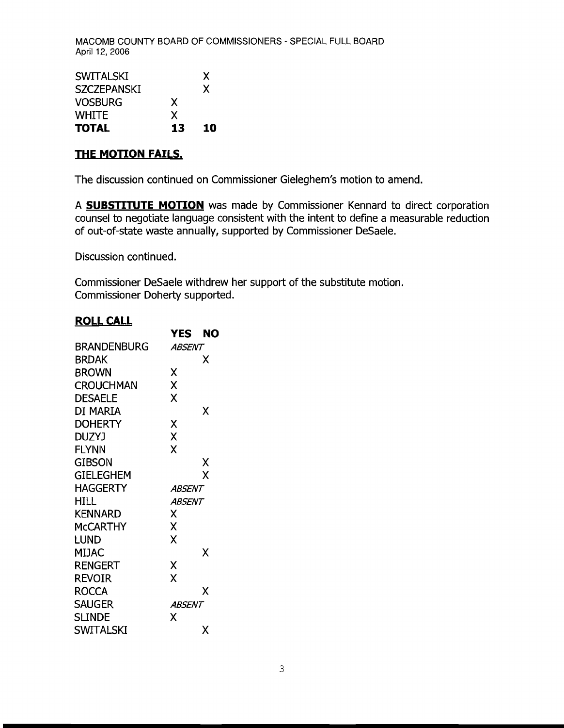| | | |
|---|---|---|
| SWITALSKI | | X |
| SZCZEPANSKI | | X |
| VOSBURG | X | |
| WHITE | X | |
| **TOTAL** | **13** | **10** |

**THE MOTION FAILS.**

The discussion continued on Commissioner Gieleghem's motion to amend.

A **SUBSTITUTE MOTION** was made by Commissioner Kennard to direct corporation counsel to negotiate language consistent with the intent to define a measurable reduction of out-of-state waste annually, supported by Commissioner DeSaele.

Discussion continued.

Commissioner DeSaele withdrew her support of the substitute motion.
Commissioner Doherty supported.

**ROLL CALL**

| | YES | NO |
|---|---|---|
| BRANDENBURG | *ABSENT* | |
| BRDAK | | X |
| BROWN | X | |
| CROUCHMAN | X | |
| DESAELE | X | |
| DI MARIA | | X |
| DOHERTY | X | |
| DUZYJ | X | |
| FLYNN | X | |
| GIBSON | | X |
| GIELEGHEM | | X |
| HAGGERTY | *ABSENT* | |
| HILL | *ABSENT* | |
| KENNARD | X | |
| McCARTHY | X | |
| LUND | X | |
| MIJAC | | X |
| RENGERT | X | |
| REVOIR | X | |
| ROCCA | | X |
| SAUGER | *ABSENT* | |
| SLINDE | X | |
| SWITALSKI | | X |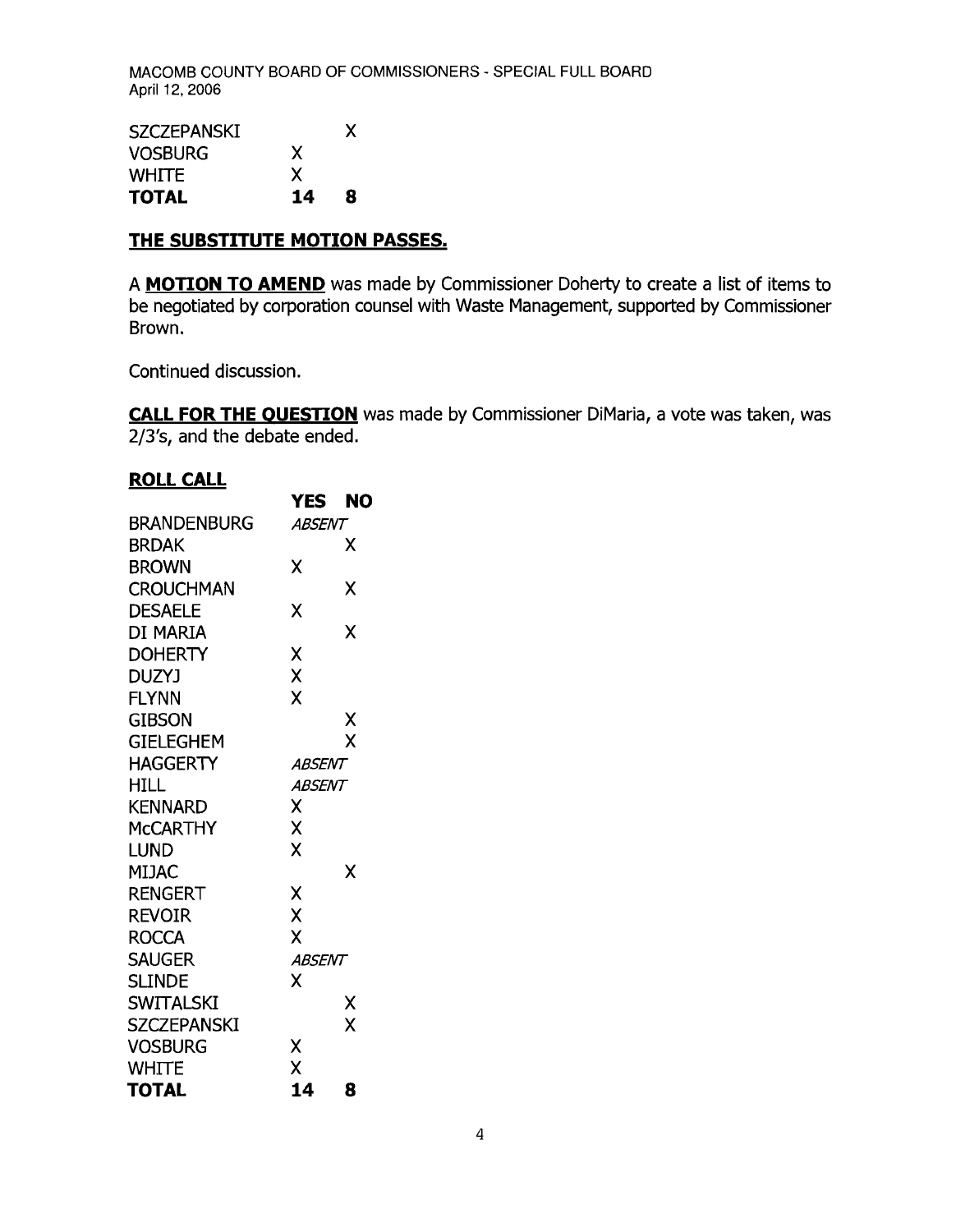| | | |
|---|---|---|
| SZCZEPANSKI | | X |
| VOSBURG | X | |
| WHITE | X | |
| **TOTAL** | **14** | **8** |

**THE SUBSTITUTE MOTION PASSES.**

A **MOTION TO AMEND** was made by Commissioner Doherty to create a list of items to be negotiated by corporation counsel with Waste Management, supported by Commissioner Brown.

Continued discussion.

**CALL FOR THE QUESTION** was made by Commissioner DiMaria, a vote was taken, was 2/3's, and the debate ended.

**ROLL CALL**

| | **YES** | **NO** |
|---|---|---|
| BRANDENBURG | *ABSENT* | |
| BRDAK | | X |
| BROWN | X | |
| CROUCHMAN | | X |
| DESAELE | X | |
| DI MARIA | | X |
| DOHERTY | X | |
| DUZYJ | X | |
| FLYNN | X | |
| GIBSON | | X |
| GIELEGHEM | | X |
| HAGGERTY | *ABSENT* | |
| HILL | *ABSENT* | |
| KENNARD | X | |
| McCARTHY | X | |
| LUND | X | |
| MIJAC | | X |
| RENGERT | X | |
| REVOIR | X | |
| ROCCA | X | |
| SAUGER | *ABSENT* | |
| SLINDE | X | |
| SWITALSKI | | X |
| SZCZEPANSKI | | X |
| VOSBURG | X | |
| WHITE | X | |
| **TOTAL** | **14** | **8** |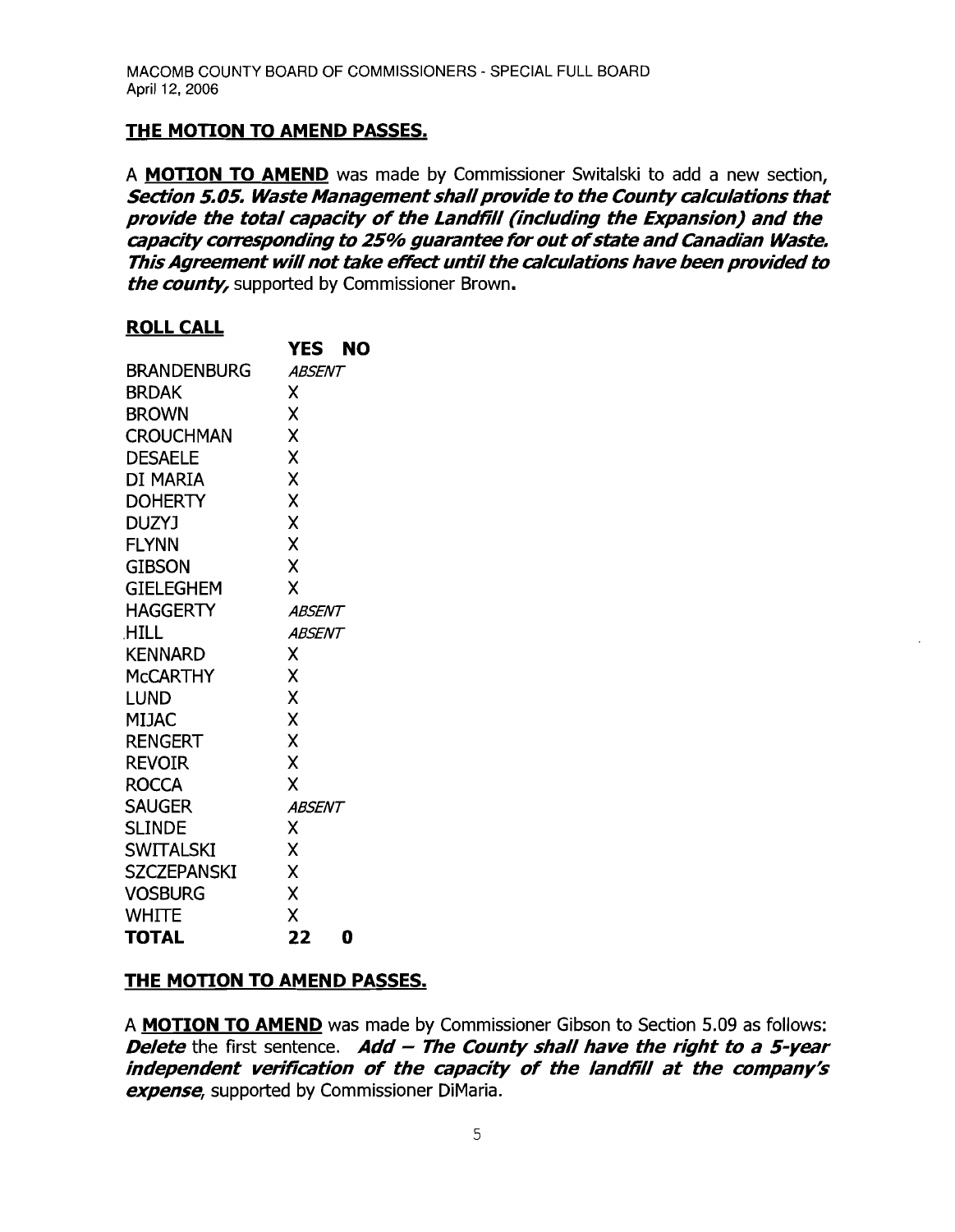**THE MOTION TO AMEND PASSES.**

A **MOTION TO AMEND** was made by Commissioner Switalski to add a new section, ***Section 5.05. Waste Management shall provide to the County calculations that provide the total capacity of the Landfill (including the Expansion) and the capacity corresponding to 25% guarantee for out of state and Canadian Waste. This Agreement will not take effect until the calculations have been provided to the county,*** supported by Commissioner Brown.

**ROLL CALL**

| | YES | NO |
|---|---|---|
| BRANDENBURG | *ABSENT* | |
| BRDAK | X | |
| BROWN | X | |
| CROUCHMAN | X | |
| DESAELE | X | |
| DI MARIA | X | |
| DOHERTY | X | |
| DUZYJ | X | |
| FLYNN | X | |
| GIBSON | X | |
| GIELEGHEM | X | |
| HAGGERTY | *ABSENT* | |
| HILL | *ABSENT* | |
| KENNARD | X | |
| McCARTHY | X | |
| LUND | X | |
| MIJAC | X | |
| RENGERT | X | |
| REVOIR | X | |
| ROCCA | X | |
| SAUGER | *ABSENT* | |
| SLINDE | X | |
| SWITALSKI | X | |
| SZCZEPANSKI | X | |
| VOSBURG | X | |
| WHITE | X | |
| **TOTAL** | **22** | **0** |

**THE MOTION TO AMEND PASSES.**

A **MOTION TO AMEND** was made by Commissioner Gibson to Section 5.09 as follows: ***Delete*** the first sentence. ***Add – The County shall have the right to a 5-year independent verification of the capacity of the landfill at the company's expense***, supported by Commissioner DiMaria.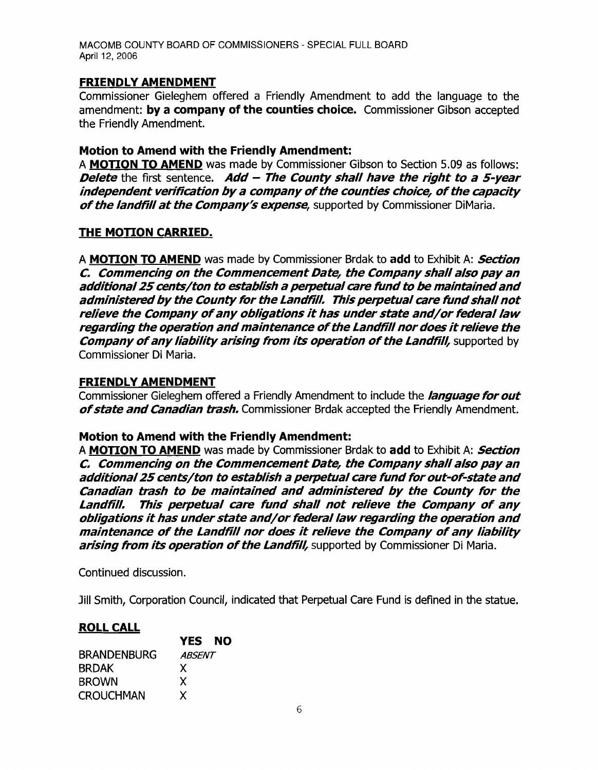## FRIENDLY AMENDMENT

Commissioner Gieleghem offered a Friendly Amendment to add the language to the amendment: **by a company of the counties choice.** Commissioner Gibson accepted the Friendly Amendment.

### Motion to Amend with the Friendly Amendment:

A **MOTION TO AMEND** was made by Commissioner Gibson to Section 5.09 as follows: ***Delete*** the first sentence. ***Add – The County shall have the right to a 5-year independent verification by a company of the counties choice, of the capacity of the landfill at the Company's expense***, supported by Commissioner DiMaria.

## THE MOTION CARRIED.

A **MOTION TO AMEND** was made by Commissioner Brdak to **add** to Exhibit A: ***Section C. Commencing on the Commencement Date, the Company shall also pay an additional 25 cents/ton to establish a perpetual care fund to be maintained and administered by the County for the Landfill. This perpetual care fund shall not relieve the Company of any obligations it has under state and/or federal law regarding the operation and maintenance of the Landfill nor does it relieve the Company of any liability arising from its operation of the Landfill,*** supported by Commissioner Di Maria.

## FRIENDLY AMENDMENT

Commissioner Gieleghem offered a Friendly Amendment to include the ***language for out of state and Canadian trash.*** Commissioner Brdak accepted the Friendly Amendment.

### Motion to Amend with the Friendly Amendment:

A **MOTION TO AMEND** was made by Commissioner Brdak to **add** to Exhibit A: ***Section C. Commencing on the Commencement Date, the Company shall also pay an additional 25 cents/ton to establish a perpetual care fund for out-of-state and Canadian trash to be maintained and administered by the County for the Landfill. This perpetual care fund shall not relieve the Company of any obligations it has under state and/or federal law regarding the operation and maintenance of the Landfill nor does it relieve the Company of any liability arising from its operation of the Landfill,*** supported by Commissioner Di Maria.

Continued discussion.

Jill Smith, Corporation Council, indicated that Perpetual Care Fund is defined in the statue.

## ROLL CALL

| | YES | NO |
|---|---|---|
| BRANDENBURG | *ABSENT* | |
| BRDAK | X | |
| BROWN | X | |
| CROUCHMAN | X | |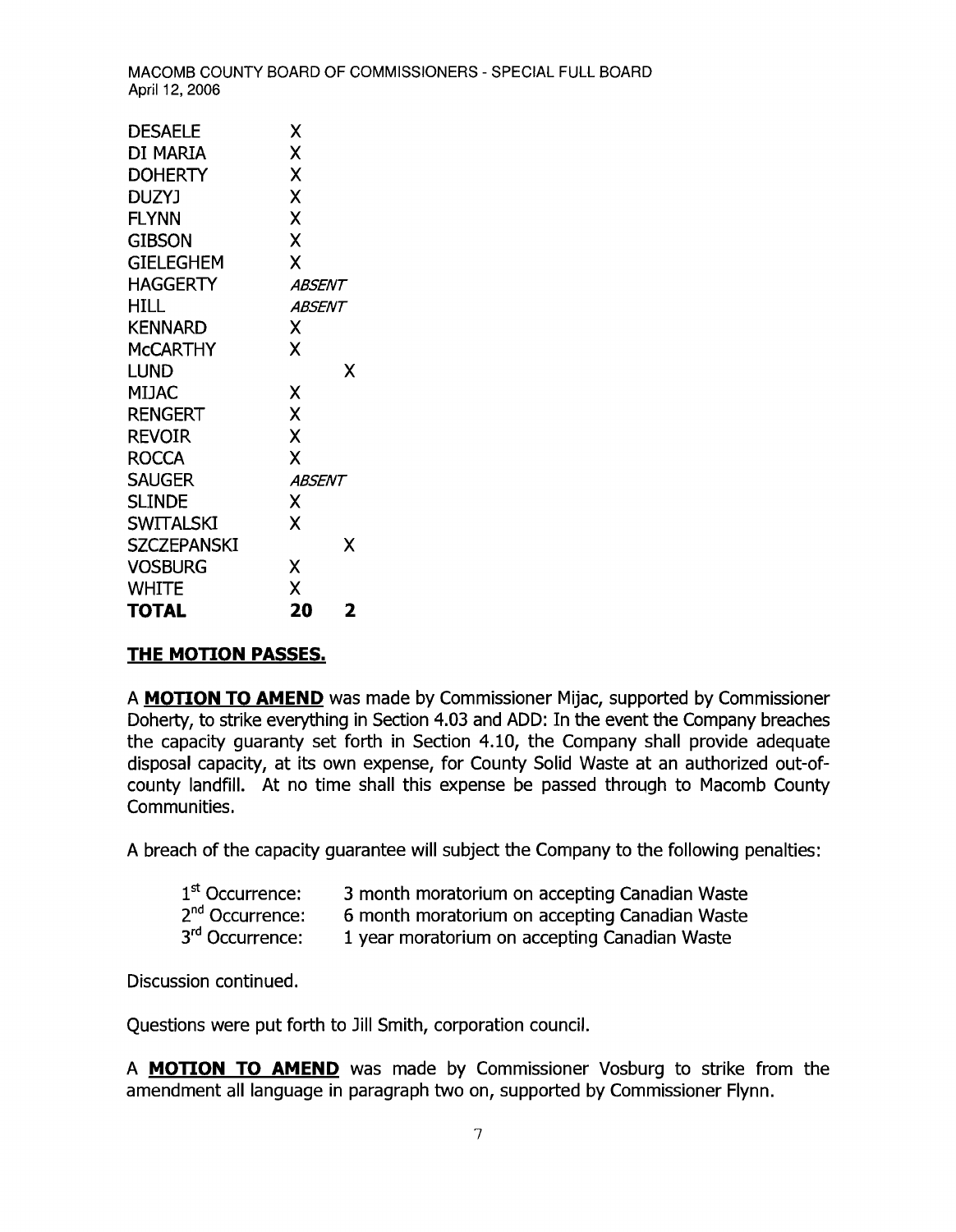| | | |
|---|---|---|
| DESAELE | X | |
| DI MARIA | X | |
| DOHERTY | X | |
| DUZYJ | X | |
| FLYNN | X | |
| GIBSON | X | |
| GIELEGHEM | X | |
| HAGGERTY | *ABSENT* | |
| HILL | *ABSENT* | |
| KENNARD | X | |
| McCARTHY | X | |
| LUND | | X |
| MIJAC | X | |
| RENGERT | X | |
| REVOIR | X | |
| ROCCA | X | |
| SAUGER | *ABSENT* | |
| SLINDE | X | |
| SWITALSKI | X | |
| SZCZEPANSKI | | X |
| VOSBURG | X | |
| WHITE | X | |
| **TOTAL** | **20** | **2** |

**THE MOTION PASSES.**

A **MOTION TO AMEND** was made by Commissioner Mijac, supported by Commissioner Doherty, to strike everything in Section 4.03 and ADD: In the event the Company breaches the capacity guaranty set forth in Section 4.10, the Company shall provide adequate disposal capacity, at its own expense, for County Solid Waste at an authorized out-of-county landfill. At no time shall this expense be passed through to Macomb County Communities.

A breach of the capacity guarantee will subject the Company to the following penalties:

| | |
|---|---|
| 1st Occurrence: | 3 month moratorium on accepting Canadian Waste |
| 2nd Occurrence: | 6 month moratorium on accepting Canadian Waste |
| 3rd Occurrence: | 1 year moratorium on accepting Canadian Waste |

Discussion continued.

Questions were put forth to Jill Smith, corporation council.

A **MOTION TO AMEND** was made by Commissioner Vosburg to strike from the amendment all language in paragraph two on, supported by Commissioner Flynn.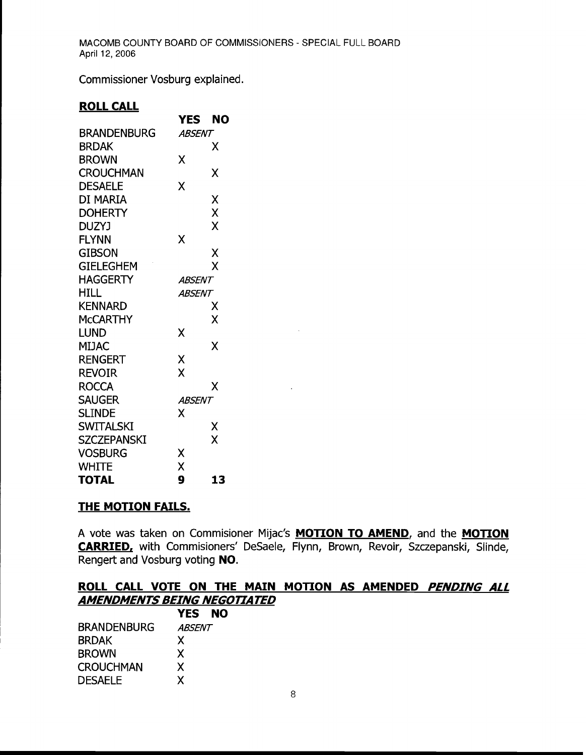Commissioner Vosburg explained.

**ROLL CALL**

| | YES | NO |
|---|---|---|
| BRANDENBURG | *ABSENT* | |
| BRDAK | | X |
| BROWN | X | |
| CROUCHMAN | | X |
| DESAELE | X | |
| DI MARIA | | X |
| DOHERTY | | X |
| DUZYJ | | X |
| FLYNN | X | |
| GIBSON | | X |
| GIELEGHEM | | X |
| HAGGERTY | *ABSENT* | |
| HILL | *ABSENT* | |
| KENNARD | | X |
| McCARTHY | | X |
| LUND | X | |
| MIJAC | | X |
| RENGERT | X | |
| REVOIR | X | |
| ROCCA | | X |
| SAUGER | *ABSENT* | |
| SLINDE | X | |
| SWITALSKI | | X |
| SZCZEPANSKI | | X |
| VOSBURG | X | |
| WHITE | X | |
| **TOTAL** | **9** | **13** |

**THE MOTION FAILS.**

A vote was taken on Commisioner Mijac's **MOTION TO AMEND**, and the **MOTION CARRIED,** with Commisioners' DeSaele, Flynn, Brown, Revoir, Szczepanski, Slinde, Rengert and Vosburg voting **NO**.

**ROLL CALL VOTE ON THE MAIN MOTION AS AMENDED *PENDING ALL AMENDMENTS BEING NEGOTIATED***

| | YES | NO |
|---|---|---|
| BRANDENBURG | *ABSENT* | |
| BRDAK | X | |
| BROWN | X | |
| CROUCHMAN | X | |
| DESAELE | X | |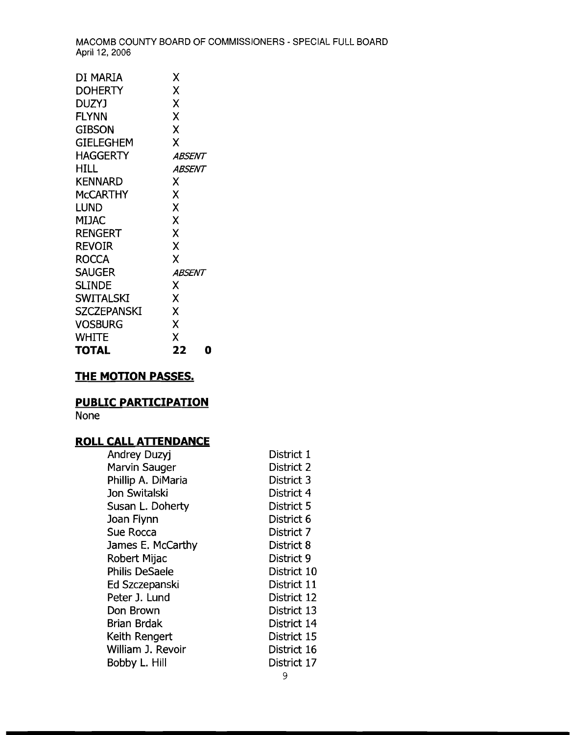| | | |
|---|---|---|
| DI MARIA | X | |
| DOHERTY | X | |
| DUZYJ | X | |
| FLYNN | X | |
| GIBSON | X | |
| GIELEGHEM | X | |
| HAGGERTY | *ABSENT* | |
| HILL | *ABSENT* | |
| KENNARD | X | |
| McCARTHY | X | |
| LUND | X | |
| MIJAC | X | |
| RENGERT | X | |
| REVOIR | X | |
| ROCCA | X | |
| SAUGER | *ABSENT* | |
| SLINDE | X | |
| SWITALSKI | X | |
| SZCZEPANSKI | X | |
| VOSBURG | X | |
| WHITE | X | |
| **TOTAL** | **22** | **0** |

**THE MOTION PASSES.**

## PUBLIC PARTICIPATION

None

## ROLL CALL ATTENDANCE

| | |
|---|---|
| Andrey Duzyj | District 1 |
| Marvin Sauger | District 2 |
| Phillip A. DiMaria | District 3 |
| Jon Switalski | District 4 |
| Susan L. Doherty | District 5 |
| Joan Flynn | District 6 |
| Sue Rocca | District 7 |
| James E. McCarthy | District 8 |
| Robert Mijac | District 9 |
| Philis DeSaele | District 10 |
| Ed Szczepanski | District 11 |
| Peter J. Lund | District 12 |
| Don Brown | District 13 |
| Brian Brdak | District 14 |
| Keith Rengert | District 15 |
| William J. Revoir | District 16 |
| Bobby L. Hill | District 17 |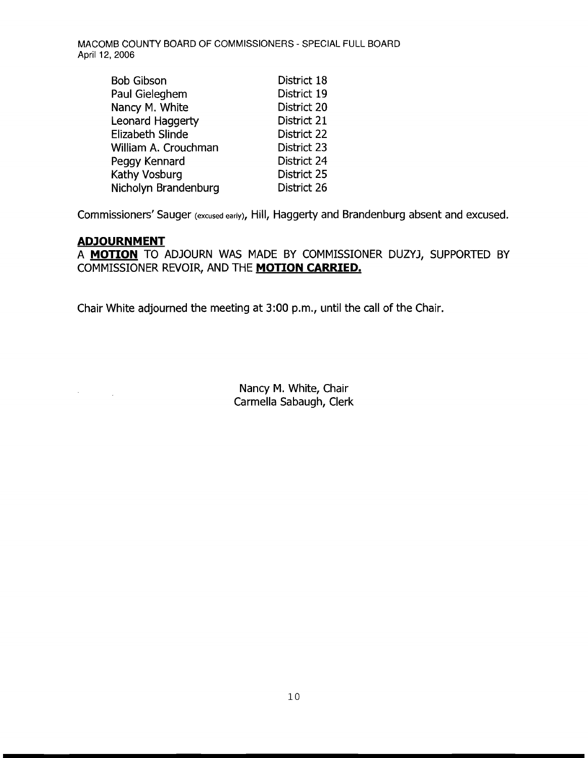| | |
|---|---|
| Bob Gibson | District 18 |
| Paul Gieleghem | District 19 |
| Nancy M. White | District 20 |
| Leonard Haggerty | District 21 |
| Elizabeth Slinde | District 22 |
| William A. Crouchman | District 23 |
| Peggy Kennard | District 24 |
| Kathy Vosburg | District 25 |
| Nicholyn Brandenburg | District 26 |

Commissioners' Sauger (excused early), Hill, Haggerty and Brandenburg absent and excused.

## ADJOURNMENT

A **MOTION** TO ADJOURN WAS MADE BY COMMISSIONER DUZYJ, SUPPORTED BY COMMISSIONER REVOIR, AND THE **MOTION CARRIED.**

Chair White adjourned the meeting at 3:00 p.m., until the call of the Chair.

Nancy M. White, Chair
Carmella Sabaugh, Clerk